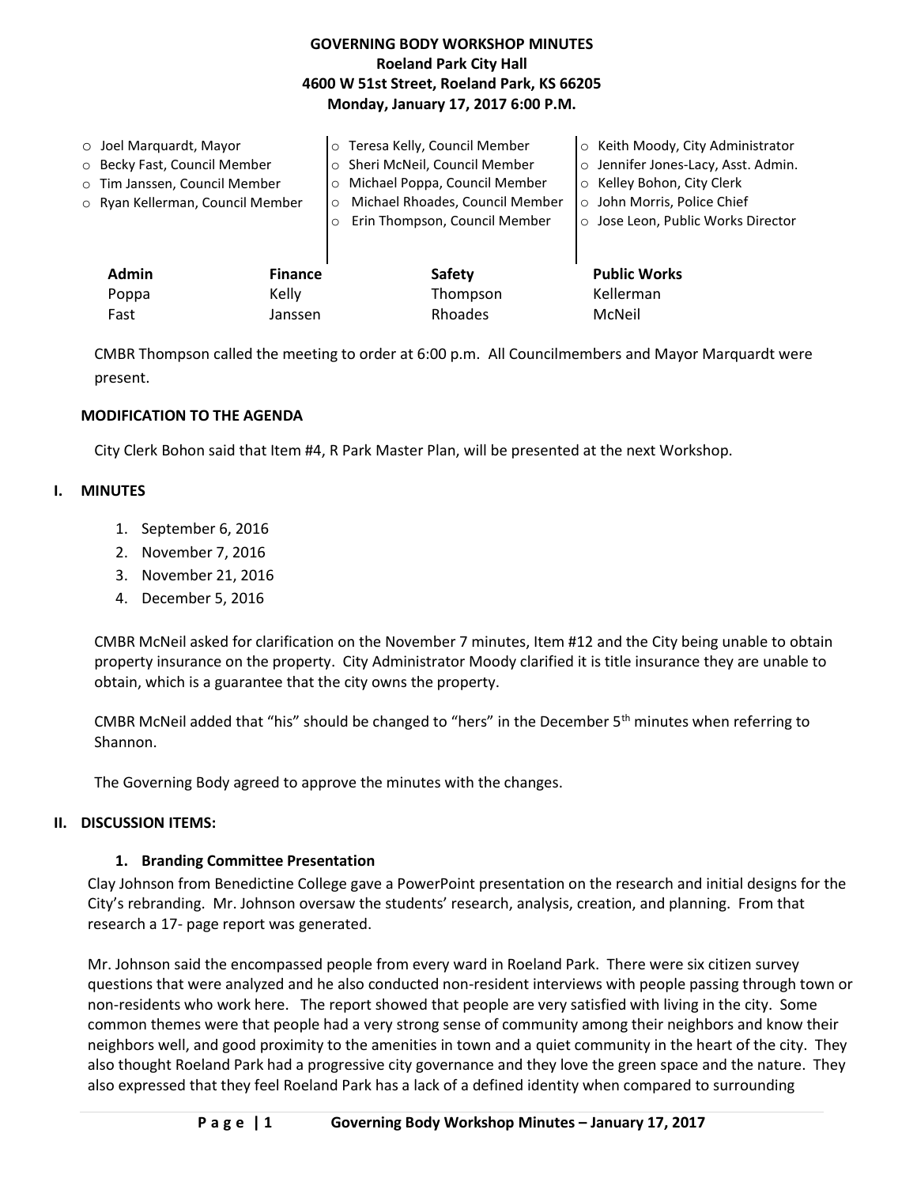# GOVERNING BODY WORKSHOP MINUTES

**Roeland Park City Hall**
**4600 W 51st Street, Roeland Park, KS 66205**
**Monday, January 17, 2017 6:00 P.M.**

- Joel Marquardt, Mayor
- Becky Fast, Council Member
- Tim Janssen, Council Member
- Ryan Kellerman, Council Member
- Teresa Kelly, Council Member
- Sheri McNeil, Council Member
- Michael Poppa, Council Member
- Michael Rhoades, Council Member
- Erin Thompson, Council Member
- Keith Moody, City Administrator
- Jennifer Jones-Lacy, Asst. Admin.
- Kelley Bohon, City Clerk
- John Morris, Police Chief
- Jose Leon, Public Works Director

| Admin | Finance | Safety | Public Works |
|---|---|---|---|
| Poppa | Kelly | Thompson | Kellerman |
| Fast | Janssen | Rhoades | McNeil |

CMBR Thompson called the meeting to order at 6:00 p.m. All Councilmembers and Mayor Marquardt were present.

## MODIFICATION TO THE AGENDA

City Clerk Bohon said that Item #4, R Park Master Plan, will be presented at the next Workshop.

## I. MINUTES

1. September 6, 2016
2. November 7, 2016
3. November 21, 2016
4. December 5, 2016

CMBR McNeil asked for clarification on the November 7 minutes, Item #12 and the City being unable to obtain property insurance on the property. City Administrator Moody clarified it is title insurance they are unable to obtain, which is a guarantee that the city owns the property.

CMBR McNeil added that "his" should be changed to "hers" in the December 5th minutes when referring to Shannon.

The Governing Body agreed to approve the minutes with the changes.

## II. DISCUSSION ITEMS:

### 1. Branding Committee Presentation

Clay Johnson from Benedictine College gave a PowerPoint presentation on the research and initial designs for the City's rebranding. Mr. Johnson oversaw the students' research, analysis, creation, and planning. From that research a 17- page report was generated.

Mr. Johnson said the encompassed people from every ward in Roeland Park. There were six citizen survey questions that were analyzed and he also conducted non-resident interviews with people passing through town or non-residents who work here. The report showed that people are very satisfied with living in the city. Some common themes were that people had a very strong sense of community among their neighbors and know their neighbors well, and good proximity to the amenities in town and a quiet community in the heart of the city. They also thought Roeland Park had a progressive city governance and they love the green space and the nature. They also expressed that they feel Roeland Park has a lack of a defined identity when compared to surrounding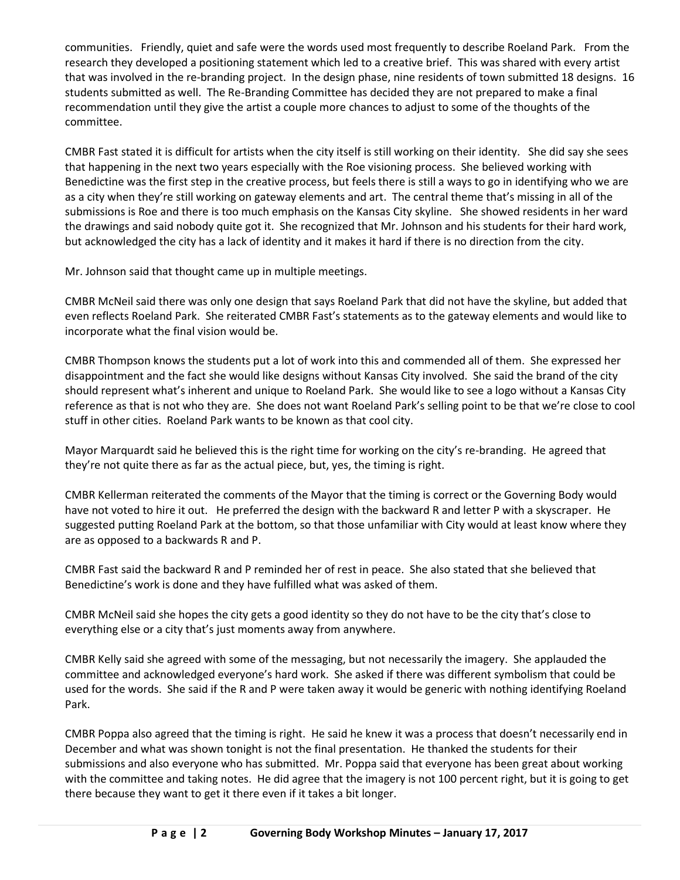communities. Friendly, quiet and safe were the words used most frequently to describe Roeland Park. From the research they developed a positioning statement which led to a creative brief. This was shared with every artist that was involved in the re-branding project. In the design phase, nine residents of town submitted 18 designs. 16 students submitted as well. The Re-Branding Committee has decided they are not prepared to make a final recommendation until they give the artist a couple more chances to adjust to some of the thoughts of the committee.

CMBR Fast stated it is difficult for artists when the city itself is still working on their identity. She did say she sees that happening in the next two years especially with the Roe visioning process. She believed working with Benedictine was the first step in the creative process, but feels there is still a ways to go in identifying who we are as a city when they're still working on gateway elements and art. The central theme that's missing in all of the submissions is Roe and there is too much emphasis on the Kansas City skyline. She showed residents in her ward the drawings and said nobody quite got it. She recognized that Mr. Johnson and his students for their hard work, but acknowledged the city has a lack of identity and it makes it hard if there is no direction from the city.

Mr. Johnson said that thought came up in multiple meetings.

CMBR McNeil said there was only one design that says Roeland Park that did not have the skyline, but added that even reflects Roeland Park. She reiterated CMBR Fast's statements as to the gateway elements and would like to incorporate what the final vision would be.

CMBR Thompson knows the students put a lot of work into this and commended all of them. She expressed her disappointment and the fact she would like designs without Kansas City involved. She said the brand of the city should represent what's inherent and unique to Roeland Park. She would like to see a logo without a Kansas City reference as that is not who they are. She does not want Roeland Park's selling point to be that we're close to cool stuff in other cities. Roeland Park wants to be known as that cool city.

Mayor Marquardt said he believed this is the right time for working on the city's re-branding. He agreed that they're not quite there as far as the actual piece, but, yes, the timing is right.

CMBR Kellerman reiterated the comments of the Mayor that the timing is correct or the Governing Body would have not voted to hire it out. He preferred the design with the backward R and letter P with a skyscraper. He suggested putting Roeland Park at the bottom, so that those unfamiliar with City would at least know where they are as opposed to a backwards R and P.

CMBR Fast said the backward R and P reminded her of rest in peace. She also stated that she believed that Benedictine's work is done and they have fulfilled what was asked of them.

CMBR McNeil said she hopes the city gets a good identity so they do not have to be the city that's close to everything else or a city that's just moments away from anywhere.

CMBR Kelly said she agreed with some of the messaging, but not necessarily the imagery. She applauded the committee and acknowledged everyone's hard work. She asked if there was different symbolism that could be used for the words. She said if the R and P were taken away it would be generic with nothing identifying Roeland Park.

CMBR Poppa also agreed that the timing is right. He said he knew it was a process that doesn't necessarily end in December and what was shown tonight is not the final presentation. He thanked the students for their submissions and also everyone who has submitted. Mr. Poppa said that everyone has been great about working with the committee and taking notes. He did agree that the imagery is not 100 percent right, but it is going to get there because they want to get it there even if it takes a bit longer.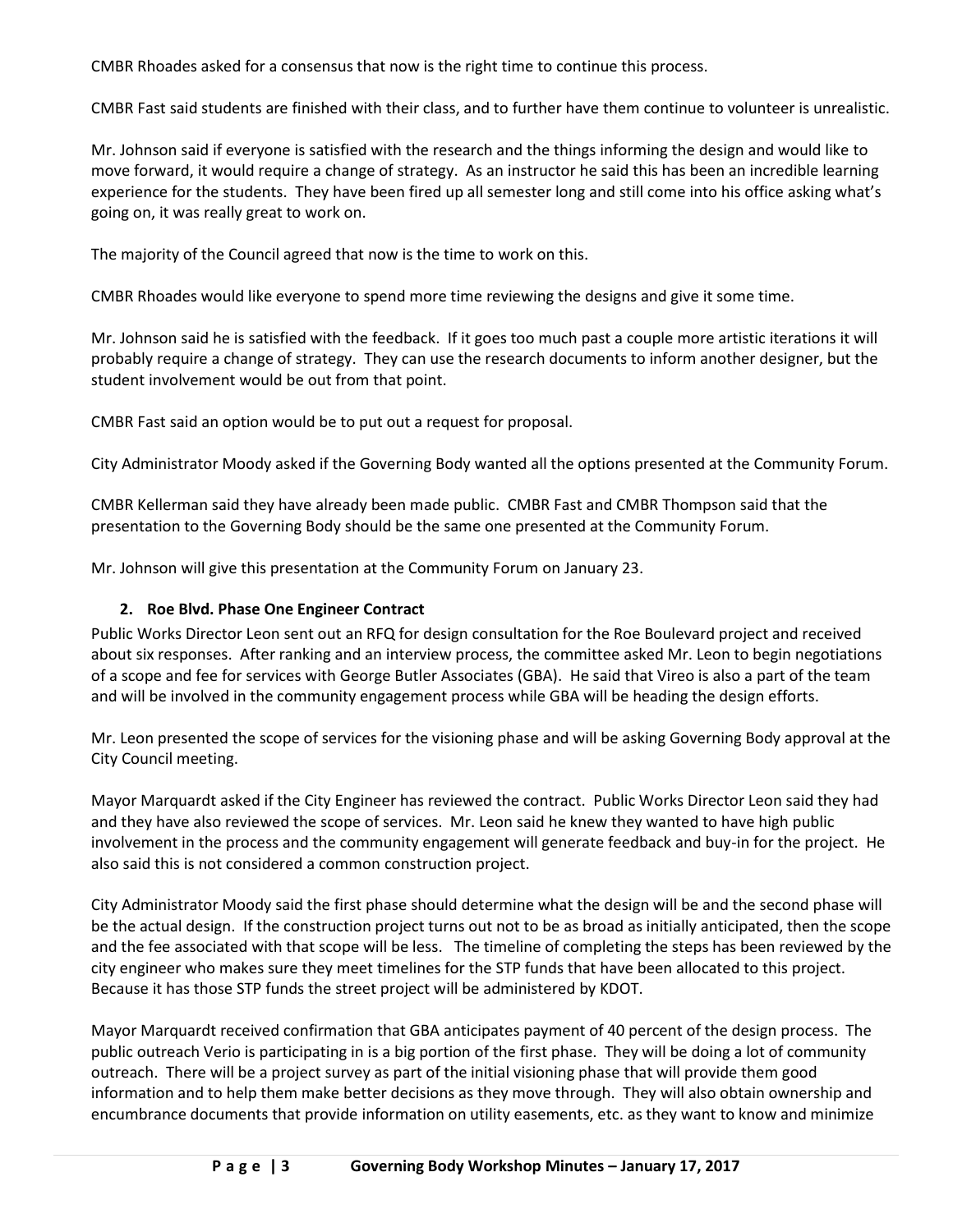CMBR Rhoades asked for a consensus that now is the right time to continue this process.

CMBR Fast said students are finished with their class, and to further have them continue to volunteer is unrealistic.

Mr. Johnson said if everyone is satisfied with the research and the things informing the design and would like to move forward, it would require a change of strategy. As an instructor he said this has been an incredible learning experience for the students. They have been fired up all semester long and still come into his office asking what's going on, it was really great to work on.

The majority of the Council agreed that now is the time to work on this.

CMBR Rhoades would like everyone to spend more time reviewing the designs and give it some time.

Mr. Johnson said he is satisfied with the feedback. If it goes too much past a couple more artistic iterations it will probably require a change of strategy. They can use the research documents to inform another designer, but the student involvement would be out from that point.

CMBR Fast said an option would be to put out a request for proposal.

City Administrator Moody asked if the Governing Body wanted all the options presented at the Community Forum.

CMBR Kellerman said they have already been made public. CMBR Fast and CMBR Thompson said that the presentation to the Governing Body should be the same one presented at the Community Forum.

Mr. Johnson will give this presentation at the Community Forum on January 23.

**2. Roe Blvd. Phase One Engineer Contract**

Public Works Director Leon sent out an RFQ for design consultation for the Roe Boulevard project and received about six responses. After ranking and an interview process, the committee asked Mr. Leon to begin negotiations of a scope and fee for services with George Butler Associates (GBA). He said that Vireo is also a part of the team and will be involved in the community engagement process while GBA will be heading the design efforts.

Mr. Leon presented the scope of services for the visioning phase and will be asking Governing Body approval at the City Council meeting.

Mayor Marquardt asked if the City Engineer has reviewed the contract. Public Works Director Leon said they had and they have also reviewed the scope of services. Mr. Leon said he knew they wanted to have high public involvement in the process and the community engagement will generate feedback and buy-in for the project. He also said this is not considered a common construction project.

City Administrator Moody said the first phase should determine what the design will be and the second phase will be the actual design. If the construction project turns out not to be as broad as initially anticipated, then the scope and the fee associated with that scope will be less. The timeline of completing the steps has been reviewed by the city engineer who makes sure they meet timelines for the STP funds that have been allocated to this project. Because it has those STP funds the street project will be administered by KDOT.

Mayor Marquardt received confirmation that GBA anticipates payment of 40 percent of the design process. The public outreach Verio is participating in is a big portion of the first phase. They will be doing a lot of community outreach. There will be a project survey as part of the initial visioning phase that will provide them good information and to help them make better decisions as they move through. They will also obtain ownership and encumbrance documents that provide information on utility easements, etc. as they want to know and minimize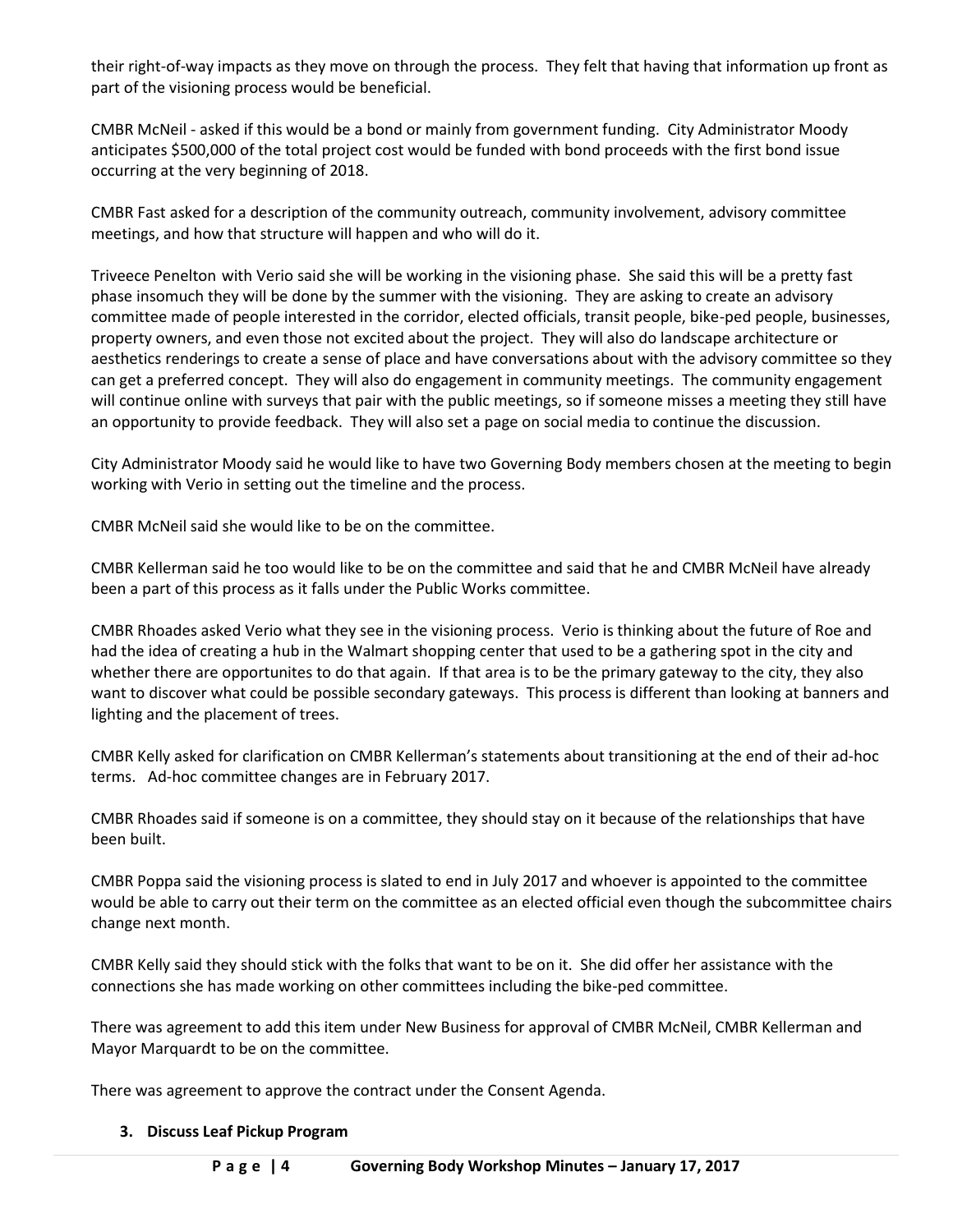their right-of-way impacts as they move on through the process. They felt that having that information up front as part of the visioning process would be beneficial.

CMBR McNeil - asked if this would be a bond or mainly from government funding. City Administrator Moody anticipates $500,000 of the total project cost would be funded with bond proceeds with the first bond issue occurring at the very beginning of 2018.

CMBR Fast asked for a description of the community outreach, community involvement, advisory committee meetings, and how that structure will happen and who will do it.

Triveece Penelton with Verio said she will be working in the visioning phase. She said this will be a pretty fast phase insomuch they will be done by the summer with the visioning. They are asking to create an advisory committee made of people interested in the corridor, elected officials, transit people, bike-ped people, businesses, property owners, and even those not excited about the project. They will also do landscape architecture or aesthetics renderings to create a sense of place and have conversations about with the advisory committee so they can get a preferred concept. They will also do engagement in community meetings. The community engagement will continue online with surveys that pair with the public meetings, so if someone misses a meeting they still have an opportunity to provide feedback. They will also set a page on social media to continue the discussion.

City Administrator Moody said he would like to have two Governing Body members chosen at the meeting to begin working with Verio in setting out the timeline and the process.

CMBR McNeil said she would like to be on the committee.

CMBR Kellerman said he too would like to be on the committee and said that he and CMBR McNeil have already been a part of this process as it falls under the Public Works committee.

CMBR Rhoades asked Verio what they see in the visioning process. Verio is thinking about the future of Roe and had the idea of creating a hub in the Walmart shopping center that used to be a gathering spot in the city and whether there are opportunites to do that again. If that area is to be the primary gateway to the city, they also want to discover what could be possible secondary gateways. This process is different than looking at banners and lighting and the placement of trees.

CMBR Kelly asked for clarification on CMBR Kellerman's statements about transitioning at the end of their ad-hoc terms. Ad-hoc committee changes are in February 2017.

CMBR Rhoades said if someone is on a committee, they should stay on it because of the relationships that have been built.

CMBR Poppa said the visioning process is slated to end in July 2017 and whoever is appointed to the committee would be able to carry out their term on the committee as an elected official even though the subcommittee chairs change next month.

CMBR Kelly said they should stick with the folks that want to be on it. She did offer her assistance with the connections she has made working on other committees including the bike-ped committee.

There was agreement to add this item under New Business for approval of CMBR McNeil, CMBR Kellerman and Mayor Marquardt to be on the committee.

There was agreement to approve the contract under the Consent Agenda.

**3. Discuss Leaf Pickup Program**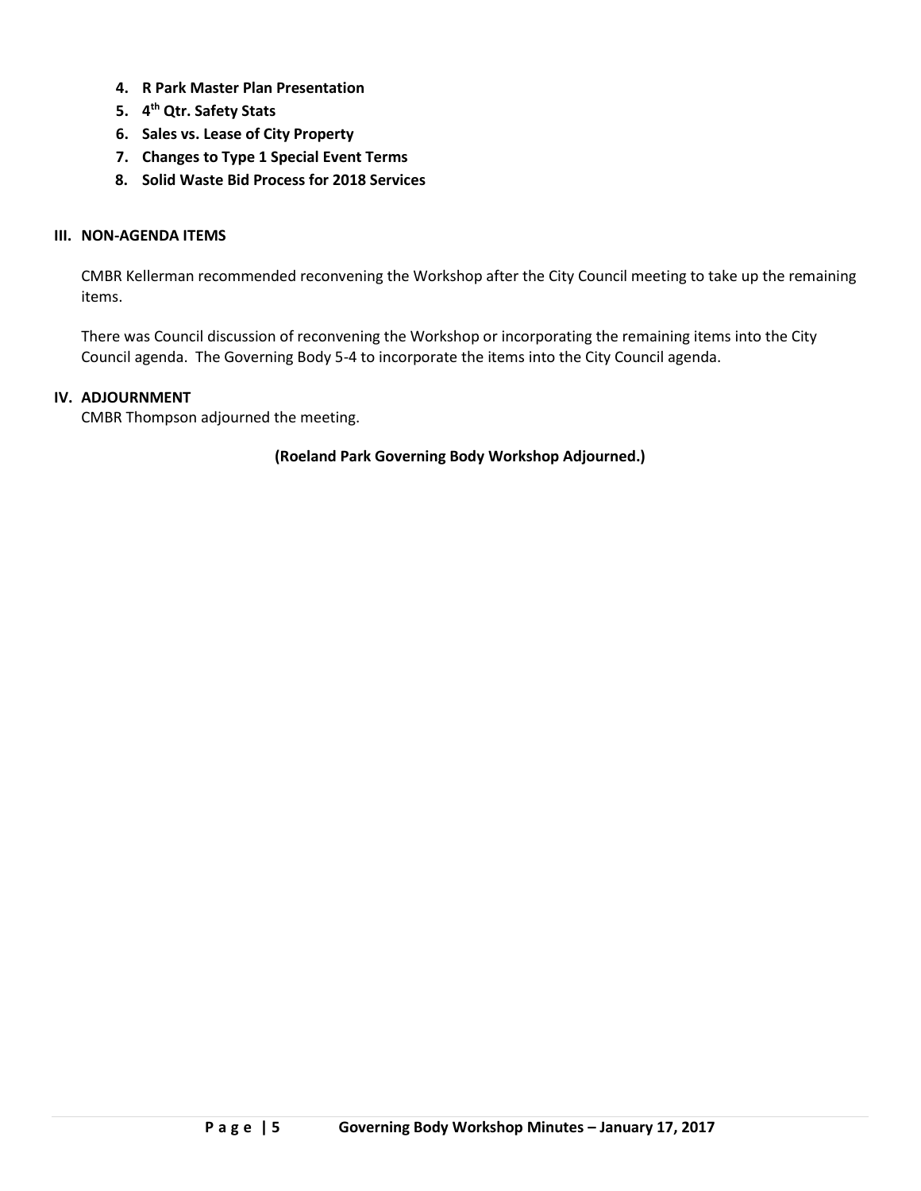4. **R Park Master Plan Presentation**
5. **4th Qtr. Safety Stats**
6. **Sales vs. Lease of City Property**
7. **Changes to Type 1 Special Event Terms**
8. **Solid Waste Bid Process for 2018 Services**

## III. NON-AGENDA ITEMS

CMBR Kellerman recommended reconvening the Workshop after the City Council meeting to take up the remaining items.

There was Council discussion of reconvening the Workshop or incorporating the remaining items into the City Council agenda. The Governing Body 5-4 to incorporate the items into the City Council agenda.

## IV. ADJOURNMENT

CMBR Thompson adjourned the meeting.

**(Roeland Park Governing Body Workshop Adjourned.)**